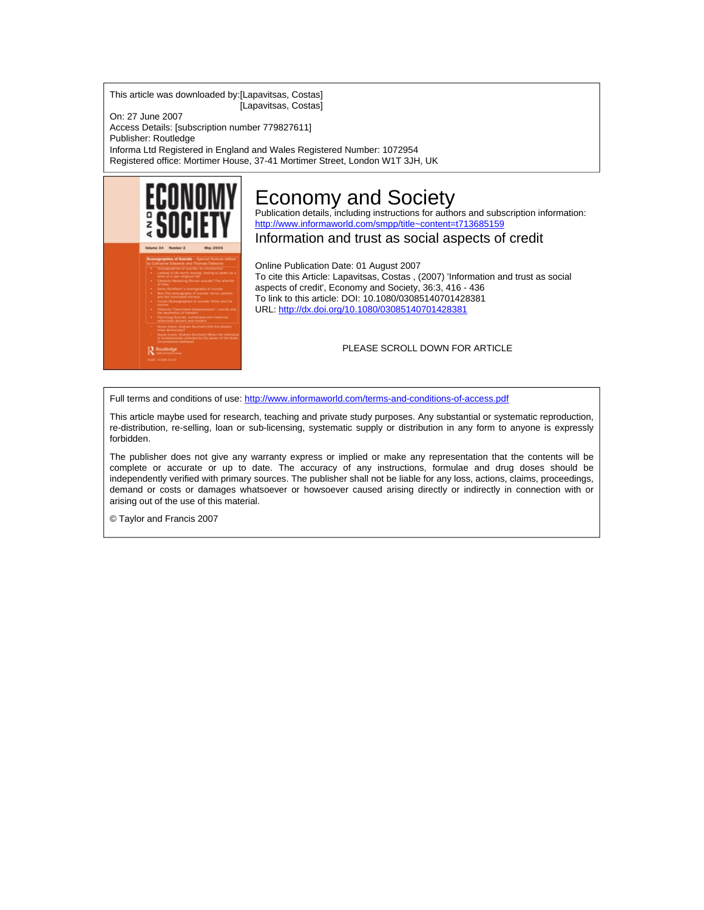This article was downloaded by:[Lapavitsas, Costas]
[Lapavitsas, Costas]

On: 27 June 2007

Access Details: [subscription number 779827611]

Publisher: Routledge

Informa Ltd Registered in England and Wales Registered Number: 1072954

Registered office: Mortimer House, 37-41 Mortimer Street, London W1T 3JH, UK

# Economy and Society

Publication details, including instructions for authors and subscription information:
http://www.informaworld.com/smpp/title~content=t713685159

## Information and trust as social aspects of credit

Online Publication Date: 01 August 2007

To cite this Article: Lapavitsas, Costas , (2007) 'Information and trust as social aspects of credit', Economy and Society, 36:3, 416 - 436

To link to this article: DOI: 10.1080/03085140701428381

URL: http://dx.doi.org/10.1080/03085140701428381

PLEASE SCROLL DOWN FOR ARTICLE

Full terms and conditions of use: http://www.informaworld.com/terms-and-conditions-of-access.pdf

This article maybe used for research, teaching and private study purposes. Any substantial or systematic reproduction, re-distribution, re-selling, loan or sub-licensing, systematic supply or distribution in any form to anyone is expressly forbidden.

The publisher does not give any warranty express or implied or make any representation that the contents will be complete or accurate or up to date. The accuracy of any instructions, formulae and drug doses should be independently verified with primary sources. The publisher shall not be liable for any loss, actions, claims, proceedings, demand or costs or damages whatsoever or howsoever caused arising directly or indirectly in connection with or arising out of the use of this material.

© Taylor and Francis 2007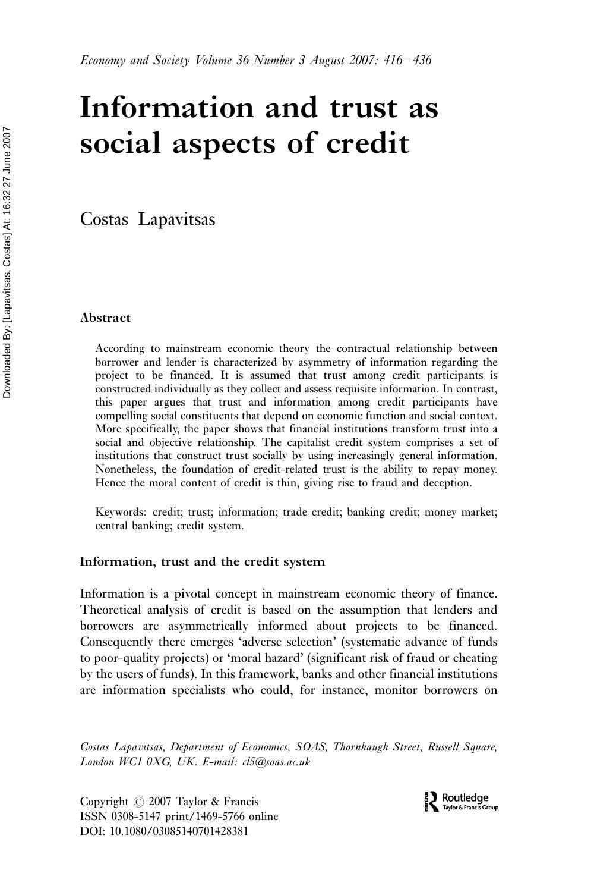# Information and trust as social aspects of credit

Costas Lapavitsas

## Abstract

According to mainstream economic theory the contractual relationship between borrower and lender is characterized by asymmetry of information regarding the project to be financed. It is assumed that trust among credit participants is constructed individually as they collect and assess requisite information. In contrast, this paper argues that trust and information among credit participants have compelling social constituents that depend on economic function and social context. More specifically, the paper shows that financial institutions transform trust into a social and objective relationship. The capitalist credit system comprises a set of institutions that construct trust socially by using increasingly general information. Nonetheless, the foundation of credit-related trust is the ability to repay money. Hence the moral content of credit is thin, giving rise to fraud and deception.

Keywords: credit; trust; information; trade credit; banking credit; money market; central banking; credit system.

## Information, trust and the credit system

Information is a pivotal concept in mainstream economic theory of finance. Theoretical analysis of credit is based on the assumption that lenders and borrowers are asymmetrically informed about projects to be financed. Consequently there emerges 'adverse selection' (systematic advance of funds to poor-quality projects) or 'moral hazard' (significant risk of fraud or cheating by the users of funds). In this framework, banks and other financial institutions are information specialists who could, for instance, monitor borrowers on

*Costas Lapavitsas, Department of Economics, SOAS, Thornhaugh Street, Russell Square, London WC1 0XG, UK. E-mail: cl5@soas.ac.uk*

Copyright © 2007 Taylor & Francis
ISSN 0308-5147 print/1469-5766 online
DOI: 10.1080/03085140701428381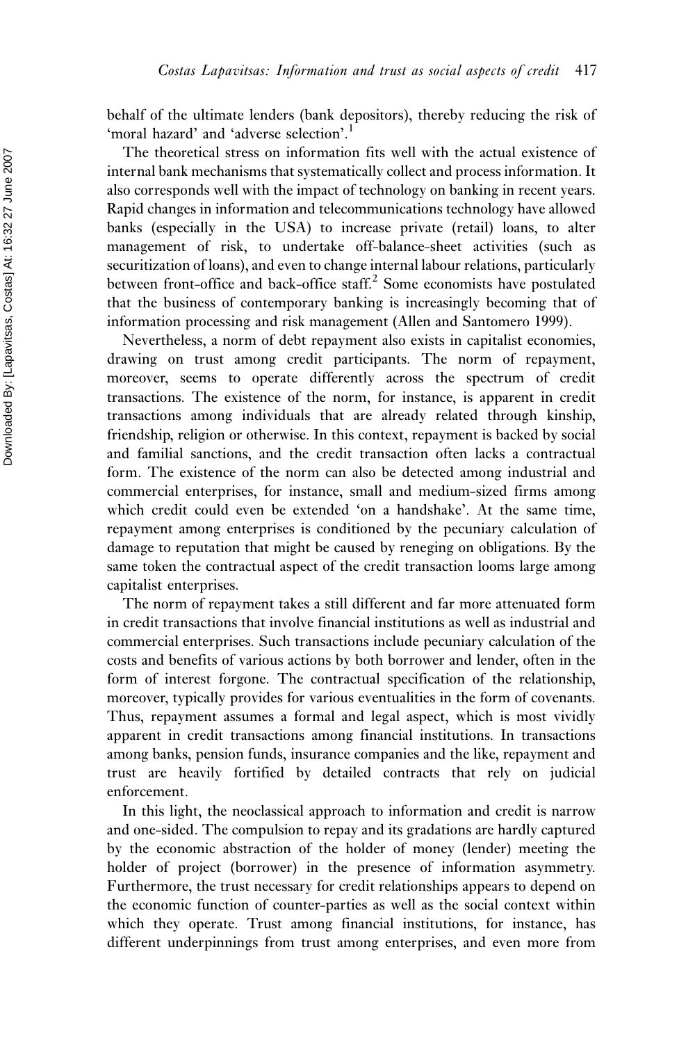behalf of the ultimate lenders (bank depositors), thereby reducing the risk of 'moral hazard' and 'adverse selection'.[1]

The theoretical stress on information fits well with the actual existence of internal bank mechanisms that systematically collect and process information. It also corresponds well with the impact of technology on banking in recent years. Rapid changes in information and telecommunications technology have allowed banks (especially in the USA) to increase private (retail) loans, to alter management of risk, to undertake off-balance-sheet activities (such as securitization of loans), and even to change internal labour relations, particularly between front-office and back-office staff.[2] Some economists have postulated that the business of contemporary banking is increasingly becoming that of information processing and risk management (Allen and Santomero 1999).

Nevertheless, a norm of debt repayment also exists in capitalist economies, drawing on trust among credit participants. The norm of repayment, moreover, seems to operate differently across the spectrum of credit transactions. The existence of the norm, for instance, is apparent in credit transactions among individuals that are already related through kinship, friendship, religion or otherwise. In this context, repayment is backed by social and familial sanctions, and the credit transaction often lacks a contractual form. The existence of the norm can also be detected among industrial and commercial enterprises, for instance, small and medium-sized firms among which credit could even be extended 'on a handshake'. At the same time, repayment among enterprises is conditioned by the pecuniary calculation of damage to reputation that might be caused by reneging on obligations. By the same token the contractual aspect of the credit transaction looms large among capitalist enterprises.

The norm of repayment takes a still different and far more attenuated form in credit transactions that involve financial institutions as well as industrial and commercial enterprises. Such transactions include pecuniary calculation of the costs and benefits of various actions by both borrower and lender, often in the form of interest forgone. The contractual specification of the relationship, moreover, typically provides for various eventualities in the form of covenants. Thus, repayment assumes a formal and legal aspect, which is most vividly apparent in credit transactions among financial institutions. In transactions among banks, pension funds, insurance companies and the like, repayment and trust are heavily fortified by detailed contracts that rely on judicial enforcement.

In this light, the neoclassical approach to information and credit is narrow and one-sided. The compulsion to repay and its gradations are hardly captured by the economic abstraction of the holder of money (lender) meeting the holder of project (borrower) in the presence of information asymmetry. Furthermore, the trust necessary for credit relationships appears to depend on the economic function of counter-parties as well as the social context within which they operate. Trust among financial institutions, for instance, has different underpinnings from trust among enterprises, and even more from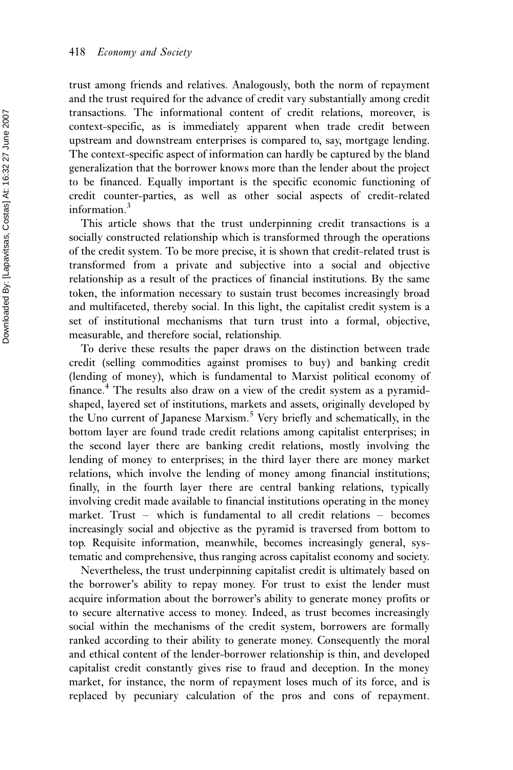trust among friends and relatives. Analogously, both the norm of repayment and the trust required for the advance of credit vary substantially among credit transactions. The informational content of credit relations, moreover, is context-specific, as is immediately apparent when trade credit between upstream and downstream enterprises is compared to, say, mortgage lending. The context-specific aspect of information can hardly be captured by the bland generalization that the borrower knows more than the lender about the project to be financed. Equally important is the specific economic functioning of credit counter-parties, as well as other social aspects of credit-related information.[3]

This article shows that the trust underpinning credit transactions is a socially constructed relationship which is transformed through the operations of the credit system. To be more precise, it is shown that credit-related trust is transformed from a private and subjective into a social and objective relationship as a result of the practices of financial institutions. By the same token, the information necessary to sustain trust becomes increasingly broad and multifaceted, thereby social. In this light, the capitalist credit system is a set of institutional mechanisms that turn trust into a formal, objective, measurable, and therefore social, relationship.

To derive these results the paper draws on the distinction between trade credit (selling commodities against promises to buy) and banking credit (lending of money), which is fundamental to Marxist political economy of finance.[4] The results also draw on a view of the credit system as a pyramid-shaped, layered set of institutions, markets and assets, originally developed by the Uno current of Japanese Marxism.[5] Very briefly and schematically, in the bottom layer are found trade credit relations among capitalist enterprises; in the second layer there are banking credit relations, mostly involving the lending of money to enterprises; in the third layer there are money market relations, which involve the lending of money among financial institutions; finally, in the fourth layer there are central banking relations, typically involving credit made available to financial institutions operating in the money market. Trust – which is fundamental to all credit relations – becomes increasingly social and objective as the pyramid is traversed from bottom to top. Requisite information, meanwhile, becomes increasingly general, systematic and comprehensive, thus ranging across capitalist economy and society.

Nevertheless, the trust underpinning capitalist credit is ultimately based on the borrower's ability to repay money. For trust to exist the lender must acquire information about the borrower's ability to generate money profits or to secure alternative access to money. Indeed, as trust becomes increasingly social within the mechanisms of the credit system, borrowers are formally ranked according to their ability to generate money. Consequently the moral and ethical content of the lender-borrower relationship is thin, and developed capitalist credit constantly gives rise to fraud and deception. In the money market, for instance, the norm of repayment loses much of its force, and is replaced by pecuniary calculation of the pros and cons of repayment.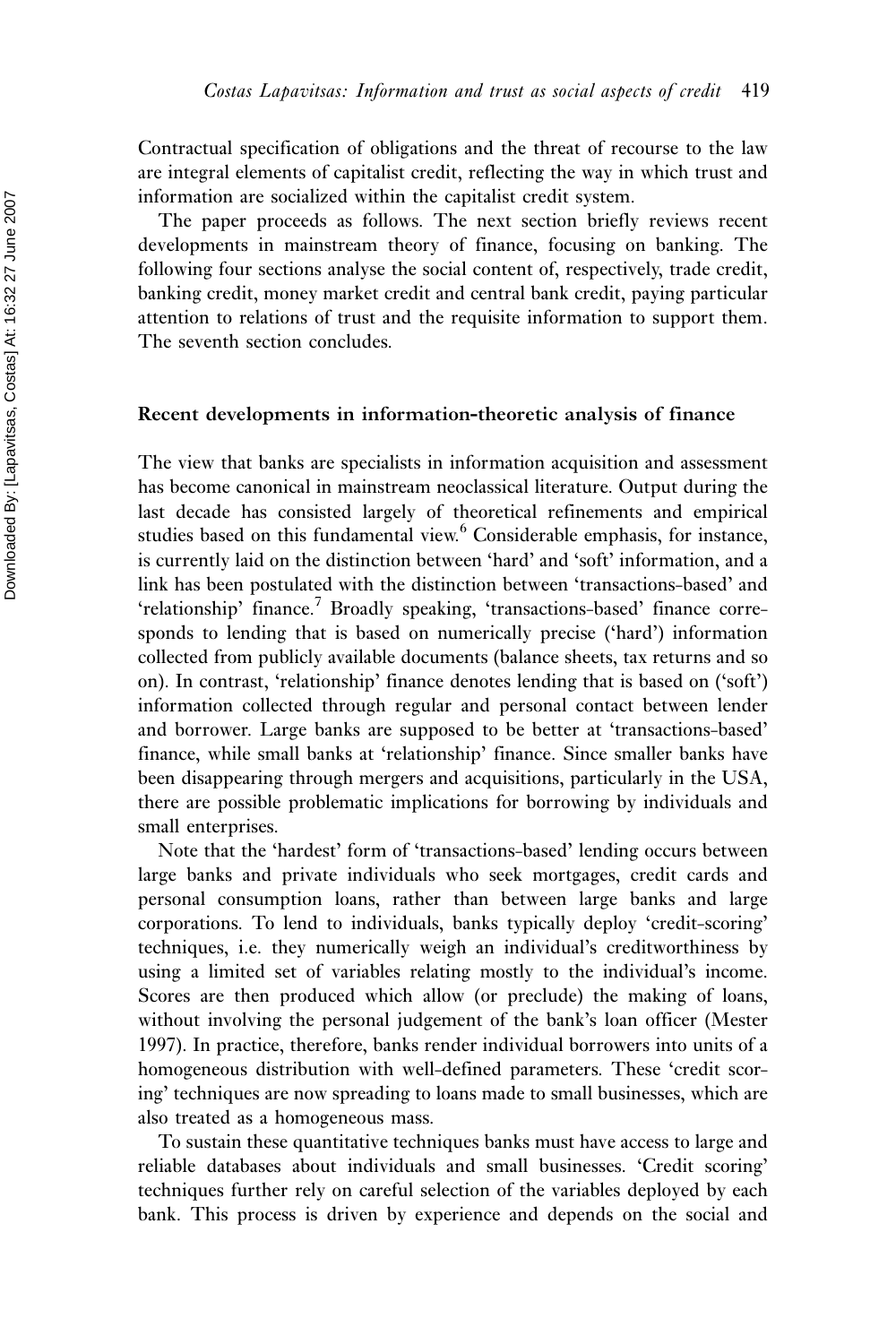Contractual specification of obligations and the threat of recourse to the law are integral elements of capitalist credit, reflecting the way in which trust and information are socialized within the capitalist credit system.

The paper proceeds as follows. The next section briefly reviews recent developments in mainstream theory of finance, focusing on banking. The following four sections analyse the social content of, respectively, trade credit, banking credit, money market credit and central bank credit, paying particular attention to relations of trust and the requisite information to support them. The seventh section concludes.

## Recent developments in information-theoretic analysis of finance

The view that banks are specialists in information acquisition and assessment has become canonical in mainstream neoclassical literature. Output during the last decade has consisted largely of theoretical refinements and empirical studies based on this fundamental view.[6] Considerable emphasis, for instance, is currently laid on the distinction between 'hard' and 'soft' information, and a link has been postulated with the distinction between 'transactions-based' and 'relationship' finance.[7] Broadly speaking, 'transactions-based' finance corresponds to lending that is based on numerically precise ('hard') information collected from publicly available documents (balance sheets, tax returns and so on). In contrast, 'relationship' finance denotes lending that is based on ('soft') information collected through regular and personal contact between lender and borrower. Large banks are supposed to be better at 'transactions-based' finance, while small banks at 'relationship' finance. Since smaller banks have been disappearing through mergers and acquisitions, particularly in the USA, there are possible problematic implications for borrowing by individuals and small enterprises.

Note that the 'hardest' form of 'transactions-based' lending occurs between large banks and private individuals who seek mortgages, credit cards and personal consumption loans, rather than between large banks and large corporations. To lend to individuals, banks typically deploy 'credit-scoring' techniques, i.e. they numerically weigh an individual's creditworthiness by using a limited set of variables relating mostly to the individual's income. Scores are then produced which allow (or preclude) the making of loans, without involving the personal judgement of the bank's loan officer (Mester 1997). In practice, therefore, banks render individual borrowers into units of a homogeneous distribution with well-defined parameters. These 'credit scoring' techniques are now spreading to loans made to small businesses, which are also treated as a homogeneous mass.

To sustain these quantitative techniques banks must have access to large and reliable databases about individuals and small businesses. 'Credit scoring' techniques further rely on careful selection of the variables deployed by each bank. This process is driven by experience and depends on the social and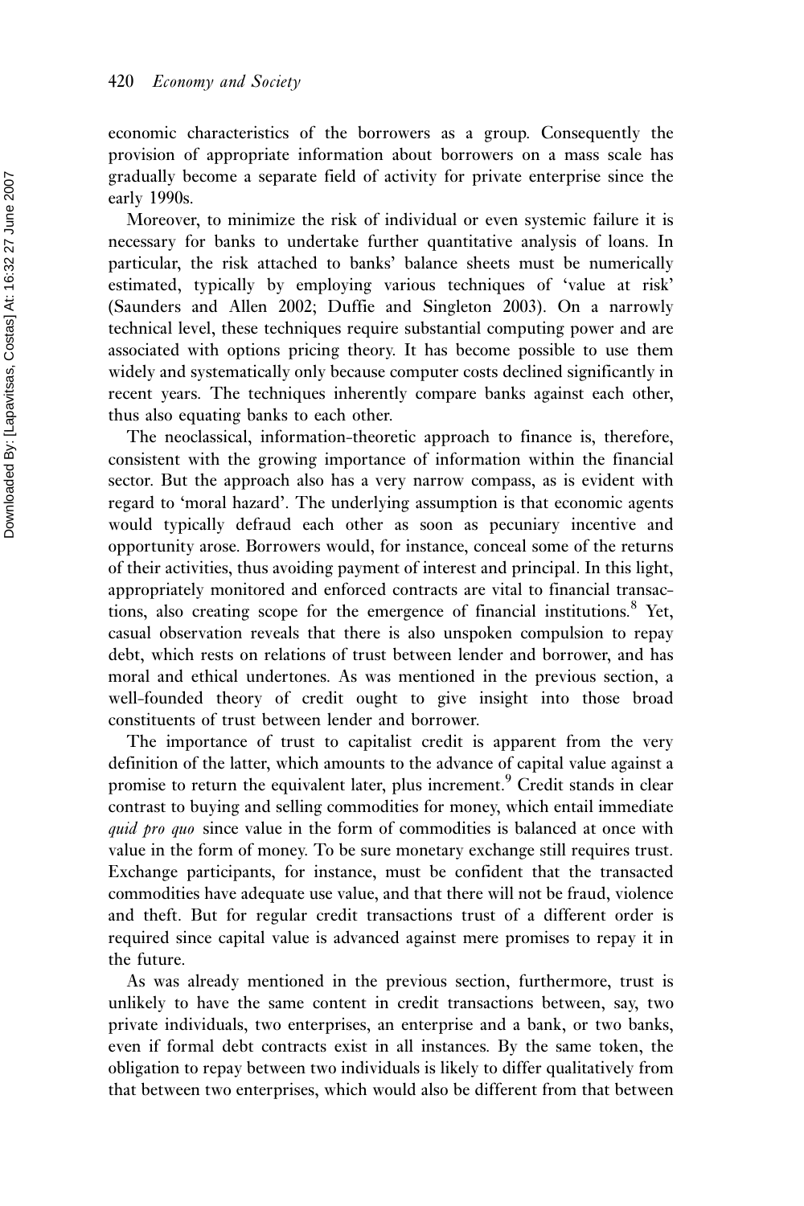economic characteristics of the borrowers as a group. Consequently the provision of appropriate information about borrowers on a mass scale has gradually become a separate field of activity for private enterprise since the early 1990s.

Moreover, to minimize the risk of individual or even systemic failure it is necessary for banks to undertake further quantitative analysis of loans. In particular, the risk attached to banks' balance sheets must be numerically estimated, typically by employing various techniques of 'value at risk' (Saunders and Allen 2002; Duffie and Singleton 2003). On a narrowly technical level, these techniques require substantial computing power and are associated with options pricing theory. It has become possible to use them widely and systematically only because computer costs declined significantly in recent years. The techniques inherently compare banks against each other, thus also equating banks to each other.

The neoclassical, information-theoretic approach to finance is, therefore, consistent with the growing importance of information within the financial sector. But the approach also has a very narrow compass, as is evident with regard to 'moral hazard'. The underlying assumption is that economic agents would typically defraud each other as soon as pecuniary incentive and opportunity arose. Borrowers would, for instance, conceal some of the returns of their activities, thus avoiding payment of interest and principal. In this light, appropriately monitored and enforced contracts are vital to financial transactions, also creating scope for the emergence of financial institutions.[8] Yet, casual observation reveals that there is also unspoken compulsion to repay debt, which rests on relations of trust between lender and borrower, and has moral and ethical undertones. As was mentioned in the previous section, a well-founded theory of credit ought to give insight into those broad constituents of trust between lender and borrower.

The importance of trust to capitalist credit is apparent from the very definition of the latter, which amounts to the advance of capital value against a promise to return the equivalent later, plus increment.[9] Credit stands in clear contrast to buying and selling commodities for money, which entail immediate *quid pro quo* since value in the form of commodities is balanced at once with value in the form of money. To be sure monetary exchange still requires trust. Exchange participants, for instance, must be confident that the transacted commodities have adequate use value, and that there will not be fraud, violence and theft. But for regular credit transactions trust of a different order is required since capital value is advanced against mere promises to repay it in the future.

As was already mentioned in the previous section, furthermore, trust is unlikely to have the same content in credit transactions between, say, two private individuals, two enterprises, an enterprise and a bank, or two banks, even if formal debt contracts exist in all instances. By the same token, the obligation to repay between two individuals is likely to differ qualitatively from that between two enterprises, which would also be different from that between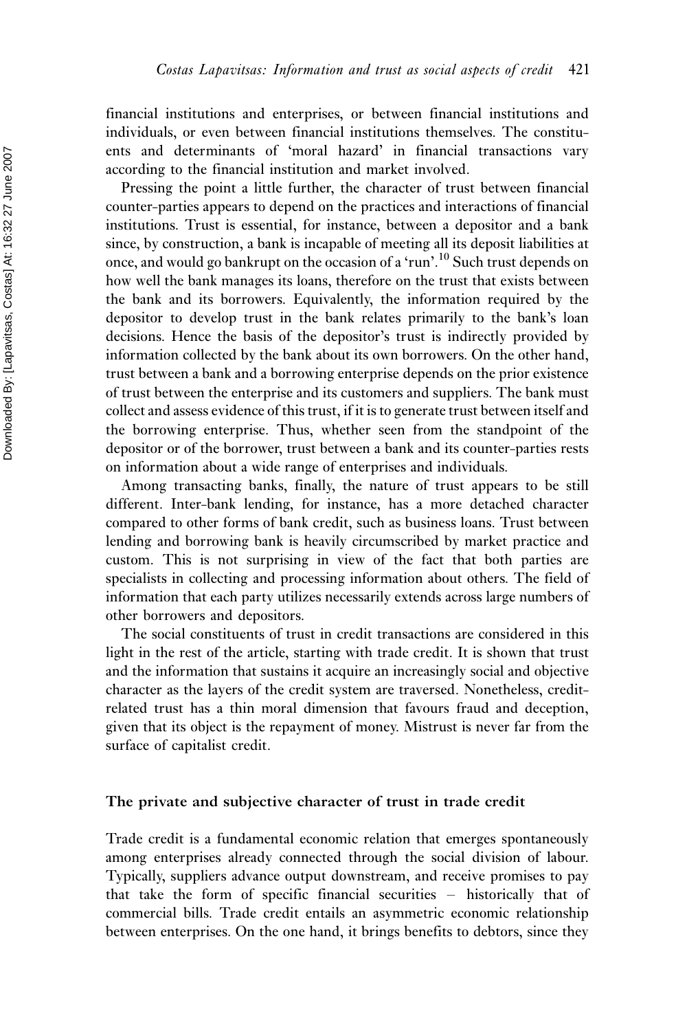financial institutions and enterprises, or between financial institutions and individuals, or even between financial institutions themselves. The constituents and determinants of 'moral hazard' in financial transactions vary according to the financial institution and market involved.

Pressing the point a little further, the character of trust between financial counter-parties appears to depend on the practices and interactions of financial institutions. Trust is essential, for instance, between a depositor and a bank since, by construction, a bank is incapable of meeting all its deposit liabilities at once, and would go bankrupt on the occasion of a 'run'.[10] Such trust depends on how well the bank manages its loans, therefore on the trust that exists between the bank and its borrowers. Equivalently, the information required by the depositor to develop trust in the bank relates primarily to the bank's loan decisions. Hence the basis of the depositor's trust is indirectly provided by information collected by the bank about its own borrowers. On the other hand, trust between a bank and a borrowing enterprise depends on the prior existence of trust between the enterprise and its customers and suppliers. The bank must collect and assess evidence of this trust, if it is to generate trust between itself and the borrowing enterprise. Thus, whether seen from the standpoint of the depositor or of the borrower, trust between a bank and its counter-parties rests on information about a wide range of enterprises and individuals.

Among transacting banks, finally, the nature of trust appears to be still different. Inter-bank lending, for instance, has a more detached character compared to other forms of bank credit, such as business loans. Trust between lending and borrowing bank is heavily circumscribed by market practice and custom. This is not surprising in view of the fact that both parties are specialists in collecting and processing information about others. The field of information that each party utilizes necessarily extends across large numbers of other borrowers and depositors.

The social constituents of trust in credit transactions are considered in this light in the rest of the article, starting with trade credit. It is shown that trust and the information that sustains it acquire an increasingly social and objective character as the layers of the credit system are traversed. Nonetheless, credit-related trust has a thin moral dimension that favours fraud and deception, given that its object is the repayment of money. Mistrust is never far from the surface of capitalist credit.

## The private and subjective character of trust in trade credit

Trade credit is a fundamental economic relation that emerges spontaneously among enterprises already connected through the social division of labour. Typically, suppliers advance output downstream, and receive promises to pay that take the form of specific financial securities – historically that of commercial bills. Trade credit entails an asymmetric economic relationship between enterprises. On the one hand, it brings benefits to debtors, since they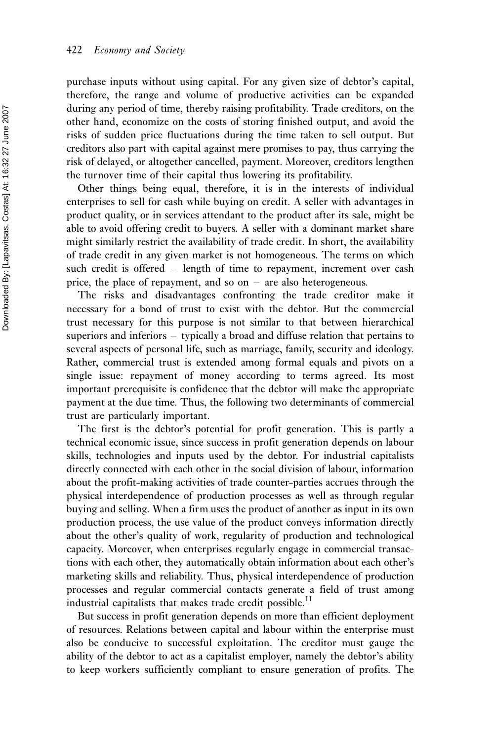purchase inputs without using capital. For any given size of debtor's capital, therefore, the range and volume of productive activities can be expanded during any period of time, thereby raising profitability. Trade creditors, on the other hand, economize on the costs of storing finished output, and avoid the risks of sudden price fluctuations during the time taken to sell output. But creditors also part with capital against mere promises to pay, thus carrying the risk of delayed, or altogether cancelled, payment. Moreover, creditors lengthen the turnover time of their capital thus lowering its profitability.

Other things being equal, therefore, it is in the interests of individual enterprises to sell for cash while buying on credit. A seller with advantages in product quality, or in services attendant to the product after its sale, might be able to avoid offering credit to buyers. A seller with a dominant market share might similarly restrict the availability of trade credit. In short, the availability of trade credit in any given market is not homogeneous. The terms on which such credit is offered – length of time to repayment, increment over cash price, the place of repayment, and so on – are also heterogeneous.

The risks and disadvantages confronting the trade creditor make it necessary for a bond of trust to exist with the debtor. But the commercial trust necessary for this purpose is not similar to that between hierarchical superiors and inferiors – typically a broad and diffuse relation that pertains to several aspects of personal life, such as marriage, family, security and ideology. Rather, commercial trust is extended among formal equals and pivots on a single issue: repayment of money according to terms agreed. Its most important prerequisite is confidence that the debtor will make the appropriate payment at the due time. Thus, the following two determinants of commercial trust are particularly important.

The first is the debtor's potential for profit generation. This is partly a technical economic issue, since success in profit generation depends on labour skills, technologies and inputs used by the debtor. For industrial capitalists directly connected with each other in the social division of labour, information about the profit-making activities of trade counter-parties accrues through the physical interdependence of production processes as well as through regular buying and selling. When a firm uses the product of another as input in its own production process, the use value of the product conveys information directly about the other's quality of work, regularity of production and technological capacity. Moreover, when enterprises regularly engage in commercial transactions with each other, they automatically obtain information about each other's marketing skills and reliability. Thus, physical interdependence of production processes and regular commercial contacts generate a field of trust among industrial capitalists that makes trade credit possible.[11]

But success in profit generation depends on more than efficient deployment of resources. Relations between capital and labour within the enterprise must also be conducive to successful exploitation. The creditor must gauge the ability of the debtor to act as a capitalist employer, namely the debtor's ability to keep workers sufficiently compliant to ensure generation of profits. The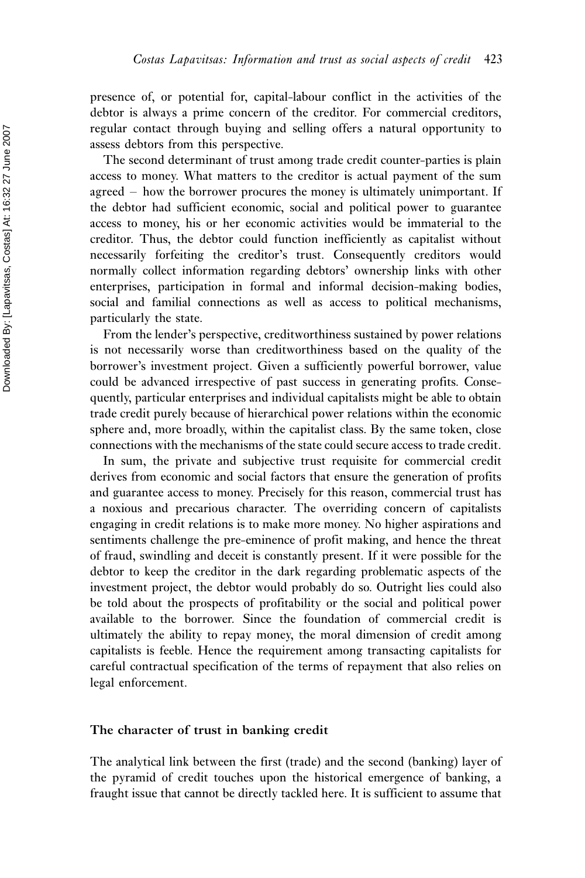presence of, or potential for, capital-labour conflict in the activities of the debtor is always a prime concern of the creditor. For commercial creditors, regular contact through buying and selling offers a natural opportunity to assess debtors from this perspective.

The second determinant of trust among trade credit counter-parties is plain access to money. What matters to the creditor is actual payment of the sum agreed – how the borrower procures the money is ultimately unimportant. If the debtor had sufficient economic, social and political power to guarantee access to money, his or her economic activities would be immaterial to the creditor. Thus, the debtor could function inefficiently as capitalist without necessarily forfeiting the creditor's trust. Consequently creditors would normally collect information regarding debtors' ownership links with other enterprises, participation in formal and informal decision-making bodies, social and familial connections as well as access to political mechanisms, particularly the state.

From the lender's perspective, creditworthiness sustained by power relations is not necessarily worse than creditworthiness based on the quality of the borrower's investment project. Given a sufficiently powerful borrower, value could be advanced irrespective of past success in generating profits. Consequently, particular enterprises and individual capitalists might be able to obtain trade credit purely because of hierarchical power relations within the economic sphere and, more broadly, within the capitalist class. By the same token, close connections with the mechanisms of the state could secure access to trade credit.

In sum, the private and subjective trust requisite for commercial credit derives from economic and social factors that ensure the generation of profits and guarantee access to money. Precisely for this reason, commercial trust has a noxious and precarious character. The overriding concern of capitalists engaging in credit relations is to make more money. No higher aspirations and sentiments challenge the pre-eminence of profit making, and hence the threat of fraud, swindling and deceit is constantly present. If it were possible for the debtor to keep the creditor in the dark regarding problematic aspects of the investment project, the debtor would probably do so. Outright lies could also be told about the prospects of profitability or the social and political power available to the borrower. Since the foundation of commercial credit is ultimately the ability to repay money, the moral dimension of credit among capitalists is feeble. Hence the requirement among transacting capitalists for careful contractual specification of the terms of repayment that also relies on legal enforcement.

## The character of trust in banking credit

The analytical link between the first (trade) and the second (banking) layer of the pyramid of credit touches upon the historical emergence of banking, a fraught issue that cannot be directly tackled here. It is sufficient to assume that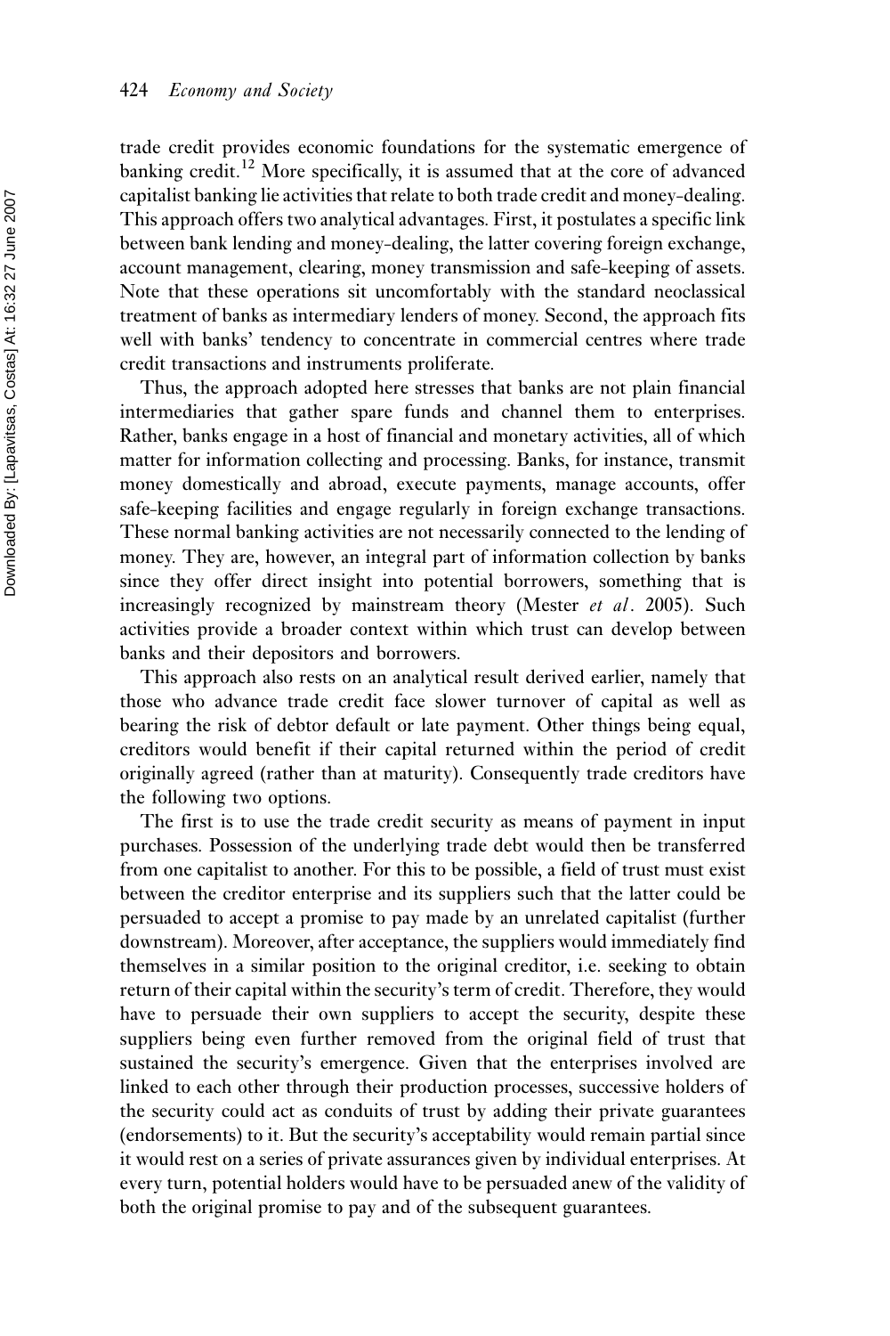trade credit provides economic foundations for the systematic emergence of banking credit.[12] More specifically, it is assumed that at the core of advanced capitalist banking lie activities that relate to both trade credit and money-dealing. This approach offers two analytical advantages. First, it postulates a specific link between bank lending and money-dealing, the latter covering foreign exchange, account management, clearing, money transmission and safe-keeping of assets. Note that these operations sit uncomfortably with the standard neoclassical treatment of banks as intermediary lenders of money. Second, the approach fits well with banks' tendency to concentrate in commercial centres where trade credit transactions and instruments proliferate.

Thus, the approach adopted here stresses that banks are not plain financial intermediaries that gather spare funds and channel them to enterprises. Rather, banks engage in a host of financial and monetary activities, all of which matter for information collecting and processing. Banks, for instance, transmit money domestically and abroad, execute payments, manage accounts, offer safe-keeping facilities and engage regularly in foreign exchange transactions. These normal banking activities are not necessarily connected to the lending of money. They are, however, an integral part of information collection by banks since they offer direct insight into potential borrowers, something that is increasingly recognized by mainstream theory (Mester *et al*. 2005). Such activities provide a broader context within which trust can develop between banks and their depositors and borrowers.

This approach also rests on an analytical result derived earlier, namely that those who advance trade credit face slower turnover of capital as well as bearing the risk of debtor default or late payment. Other things being equal, creditors would benefit if their capital returned within the period of credit originally agreed (rather than at maturity). Consequently trade creditors have the following two options.

The first is to use the trade credit security as means of payment in input purchases. Possession of the underlying trade debt would then be transferred from one capitalist to another. For this to be possible, a field of trust must exist between the creditor enterprise and its suppliers such that the latter could be persuaded to accept a promise to pay made by an unrelated capitalist (further downstream). Moreover, after acceptance, the suppliers would immediately find themselves in a similar position to the original creditor, i.e. seeking to obtain return of their capital within the security's term of credit. Therefore, they would have to persuade their own suppliers to accept the security, despite these suppliers being even further removed from the original field of trust that sustained the security's emergence. Given that the enterprises involved are linked to each other through their production processes, successive holders of the security could act as conduits of trust by adding their private guarantees (endorsements) to it. But the security's acceptability would remain partial since it would rest on a series of private assurances given by individual enterprises. At every turn, potential holders would have to be persuaded anew of the validity of both the original promise to pay and of the subsequent guarantees.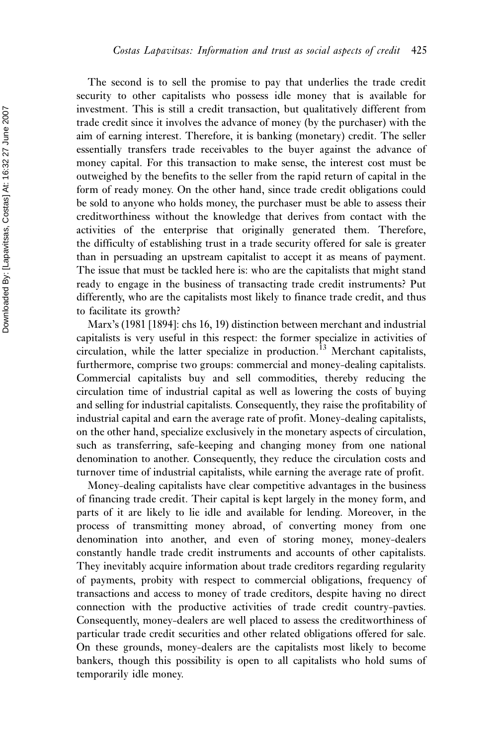The second is to sell the promise to pay that underlies the trade credit security to other capitalists who possess idle money that is available for investment. This is still a credit transaction, but qualitatively different from trade credit since it involves the advance of money (by the purchaser) with the aim of earning interest. Therefore, it is banking (monetary) credit. The seller essentially transfers trade receivables to the buyer against the advance of money capital. For this transaction to make sense, the interest cost must be outweighed by the benefits to the seller from the rapid return of capital in the form of ready money. On the other hand, since trade credit obligations could be sold to anyone who holds money, the purchaser must be able to assess their creditworthiness without the knowledge that derives from contact with the activities of the enterprise that originally generated them. Therefore, the difficulty of establishing trust in a trade security offered for sale is greater than in persuading an upstream capitalist to accept it as means of payment. The issue that must be tackled here is: who are the capitalists that might stand ready to engage in the business of transacting trade credit instruments? Put differently, who are the capitalists most likely to finance trade credit, and thus to facilitate its growth?

Marx's (1981 [1894]: chs 16, 19) distinction between merchant and industrial capitalists is very useful in this respect: the former specialize in activities of circulation, while the latter specialize in production.[13] Merchant capitalists, furthermore, comprise two groups: commercial and money-dealing capitalists. Commercial capitalists buy and sell commodities, thereby reducing the circulation time of industrial capital as well as lowering the costs of buying and selling for industrial capitalists. Consequently, they raise the profitability of industrial capital and earn the average rate of profit. Money-dealing capitalists, on the other hand, specialize exclusively in the monetary aspects of circulation, such as transferring, safe-keeping and changing money from one national denomination to another. Consequently, they reduce the circulation costs and turnover time of industrial capitalists, while earning the average rate of profit.

Money-dealing capitalists have clear competitive advantages in the business of financing trade credit. Their capital is kept largely in the money form, and parts of it are likely to lie idle and available for lending. Moreover, in the process of transmitting money abroad, of converting money from one denomination into another, and even of storing money, money-dealers constantly handle trade credit instruments and accounts of other capitalists. They inevitably acquire information about trade creditors regarding regularity of payments, probity with respect to commercial obligations, frequency of transactions and access to money of trade creditors, despite having no direct connection with the productive activities of trade credit country-pavties. Consequently, money-dealers are well placed to assess the creditworthiness of particular trade credit securities and other related obligations offered for sale. On these grounds, money-dealers are the capitalists most likely to become bankers, though this possibility is open to all capitalists who hold sums of temporarily idle money.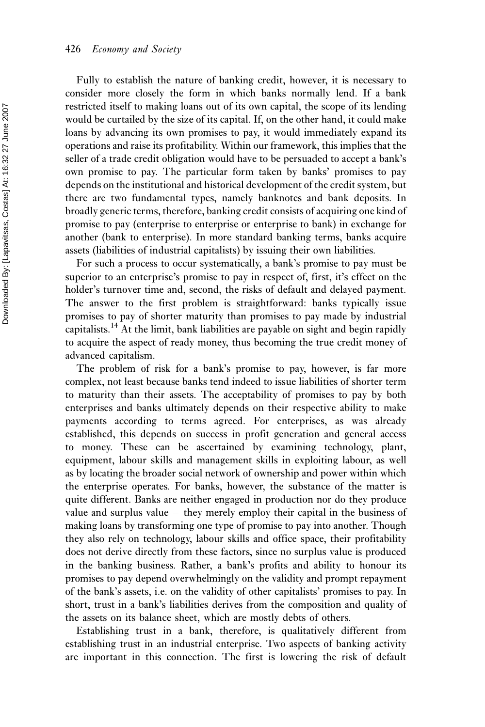Fully to establish the nature of banking credit, however, it is necessary to consider more closely the form in which banks normally lend. If a bank restricted itself to making loans out of its own capital, the scope of its lending would be curtailed by the size of its capital. If, on the other hand, it could make loans by advancing its own promises to pay, it would immediately expand its operations and raise its profitability. Within our framework, this implies that the seller of a trade credit obligation would have to be persuaded to accept a bank's own promise to pay. The particular form taken by banks' promises to pay depends on the institutional and historical development of the credit system, but there are two fundamental types, namely banknotes and bank deposits. In broadly generic terms, therefore, banking credit consists of acquiring one kind of promise to pay (enterprise to enterprise or enterprise to bank) in exchange for another (bank to enterprise). In more standard banking terms, banks acquire assets (liabilities of industrial capitalists) by issuing their own liabilities.

For such a process to occur systematically, a bank's promise to pay must be superior to an enterprise's promise to pay in respect of, first, it's effect on the holder's turnover time and, second, the risks of default and delayed payment. The answer to the first problem is straightforward: banks typically issue promises to pay of shorter maturity than promises to pay made by industrial capitalists.[14] At the limit, bank liabilities are payable on sight and begin rapidly to acquire the aspect of ready money, thus becoming the true credit money of advanced capitalism.

The problem of risk for a bank's promise to pay, however, is far more complex, not least because banks tend indeed to issue liabilities of shorter term to maturity than their assets. The acceptability of promises to pay by both enterprises and banks ultimately depends on their respective ability to make payments according to terms agreed. For enterprises, as was already established, this depends on success in profit generation and general access to money. These can be ascertained by examining technology, plant, equipment, labour skills and management skills in exploiting labour, as well as by locating the broader social network of ownership and power within which the enterprise operates. For banks, however, the substance of the matter is quite different. Banks are neither engaged in production nor do they produce value and surplus value – they merely employ their capital in the business of making loans by transforming one type of promise to pay into another. Though they also rely on technology, labour skills and office space, their profitability does not derive directly from these factors, since no surplus value is produced in the banking business. Rather, a bank's profits and ability to honour its promises to pay depend overwhelmingly on the validity and prompt repayment of the bank's assets, i.e. on the validity of other capitalists' promises to pay. In short, trust in a bank's liabilities derives from the composition and quality of the assets on its balance sheet, which are mostly debts of others.

Establishing trust in a bank, therefore, is qualitatively different from establishing trust in an industrial enterprise. Two aspects of banking activity are important in this connection. The first is lowering the risk of default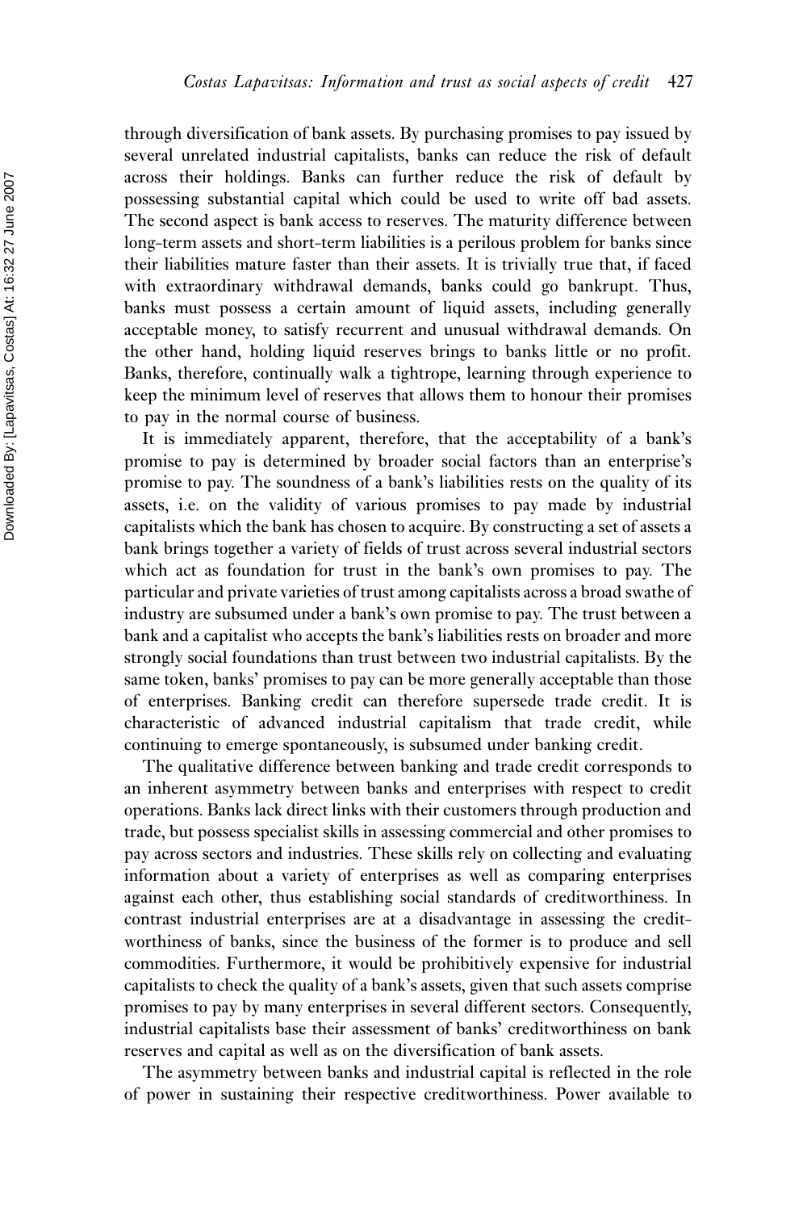through diversification of bank assets. By purchasing promises to pay issued by several unrelated industrial capitalists, banks can reduce the risk of default across their holdings. Banks can further reduce the risk of default by possessing substantial capital which could be used to write off bad assets. The second aspect is bank access to reserves. The maturity difference between long-term assets and short-term liabilities is a perilous problem for banks since their liabilities mature faster than their assets. It is trivially true that, if faced with extraordinary withdrawal demands, banks could go bankrupt. Thus, banks must possess a certain amount of liquid assets, including generally acceptable money, to satisfy recurrent and unusual withdrawal demands. On the other hand, holding liquid reserves brings to banks little or no profit. Banks, therefore, continually walk a tightrope, learning through experience to keep the minimum level of reserves that allows them to honour their promises to pay in the normal course of business.

It is immediately apparent, therefore, that the acceptability of a bank's promise to pay is determined by broader social factors than an enterprise's promise to pay. The soundness of a bank's liabilities rests on the quality of its assets, i.e. on the validity of various promises to pay made by industrial capitalists which the bank has chosen to acquire. By constructing a set of assets a bank brings together a variety of fields of trust across several industrial sectors which act as foundation for trust in the bank's own promises to pay. The particular and private varieties of trust among capitalists across a broad swathe of industry are subsumed under a bank's own promise to pay. The trust between a bank and a capitalist who accepts the bank's liabilities rests on broader and more strongly social foundations than trust between two industrial capitalists. By the same token, banks' promises to pay can be more generally acceptable than those of enterprises. Banking credit can therefore supersede trade credit. It is characteristic of advanced industrial capitalism that trade credit, while continuing to emerge spontaneously, is subsumed under banking credit.

The qualitative difference between banking and trade credit corresponds to an inherent asymmetry between banks and enterprises with respect to credit operations. Banks lack direct links with their customers through production and trade, but possess specialist skills in assessing commercial and other promises to pay across sectors and industries. These skills rely on collecting and evaluating information about a variety of enterprises as well as comparing enterprises against each other, thus establishing social standards of creditworthiness. In contrast industrial enterprises are at a disadvantage in assessing the creditworthiness of banks, since the business of the former is to produce and sell commodities. Furthermore, it would be prohibitively expensive for industrial capitalists to check the quality of a bank's assets, given that such assets comprise promises to pay by many enterprises in several different sectors. Consequently, industrial capitalists base their assessment of banks' creditworthiness on bank reserves and capital as well as on the diversification of bank assets.

The asymmetry between banks and industrial capital is reflected in the role of power in sustaining their respective creditworthiness. Power available to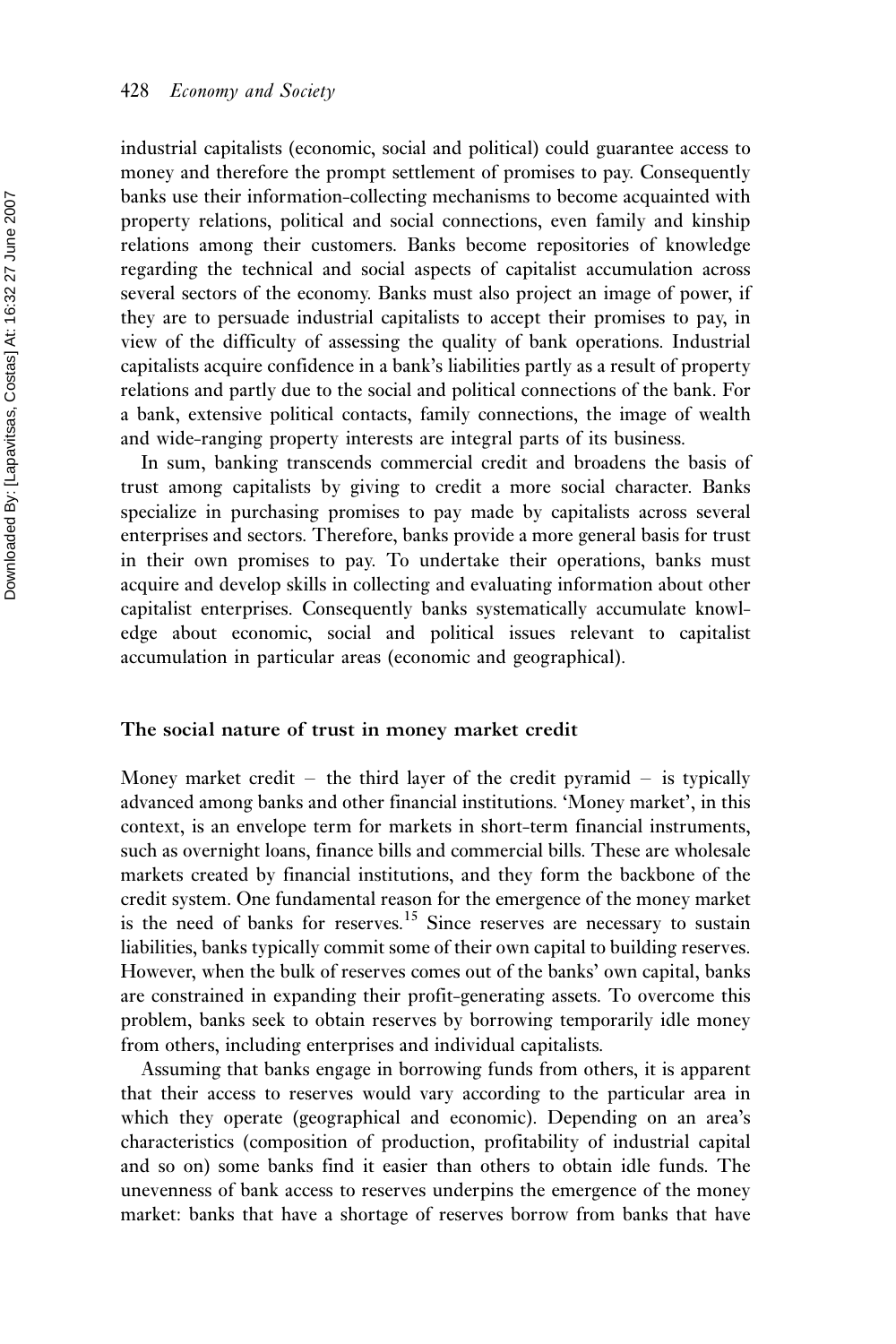industrial capitalists (economic, social and political) could guarantee access to money and therefore the prompt settlement of promises to pay. Consequently banks use their information-collecting mechanisms to become acquainted with property relations, political and social connections, even family and kinship relations among their customers. Banks become repositories of knowledge regarding the technical and social aspects of capitalist accumulation across several sectors of the economy. Banks must also project an image of power, if they are to persuade industrial capitalists to accept their promises to pay, in view of the difficulty of assessing the quality of bank operations. Industrial capitalists acquire confidence in a bank's liabilities partly as a result of property relations and partly due to the social and political connections of the bank. For a bank, extensive political contacts, family connections, the image of wealth and wide-ranging property interests are integral parts of its business.

In sum, banking transcends commercial credit and broadens the basis of trust among capitalists by giving to credit a more social character. Banks specialize in purchasing promises to pay made by capitalists across several enterprises and sectors. Therefore, banks provide a more general basis for trust in their own promises to pay. To undertake their operations, banks must acquire and develop skills in collecting and evaluating information about other capitalist enterprises. Consequently banks systematically accumulate knowledge about economic, social and political issues relevant to capitalist accumulation in particular areas (economic and geographical).

## The social nature of trust in money market credit

Money market credit – the third layer of the credit pyramid – is typically advanced among banks and other financial institutions. 'Money market', in this context, is an envelope term for markets in short-term financial instruments, such as overnight loans, finance bills and commercial bills. These are wholesale markets created by financial institutions, and they form the backbone of the credit system. One fundamental reason for the emergence of the money market is the need of banks for reserves.[15] Since reserves are necessary to sustain liabilities, banks typically commit some of their own capital to building reserves. However, when the bulk of reserves comes out of the banks' own capital, banks are constrained in expanding their profit-generating assets. To overcome this problem, banks seek to obtain reserves by borrowing temporarily idle money from others, including enterprises and individual capitalists.

Assuming that banks engage in borrowing funds from others, it is apparent that their access to reserves would vary according to the particular area in which they operate (geographical and economic). Depending on an area's characteristics (composition of production, profitability of industrial capital and so on) some banks find it easier than others to obtain idle funds. The unevenness of bank access to reserves underpins the emergence of the money market: banks that have a shortage of reserves borrow from banks that have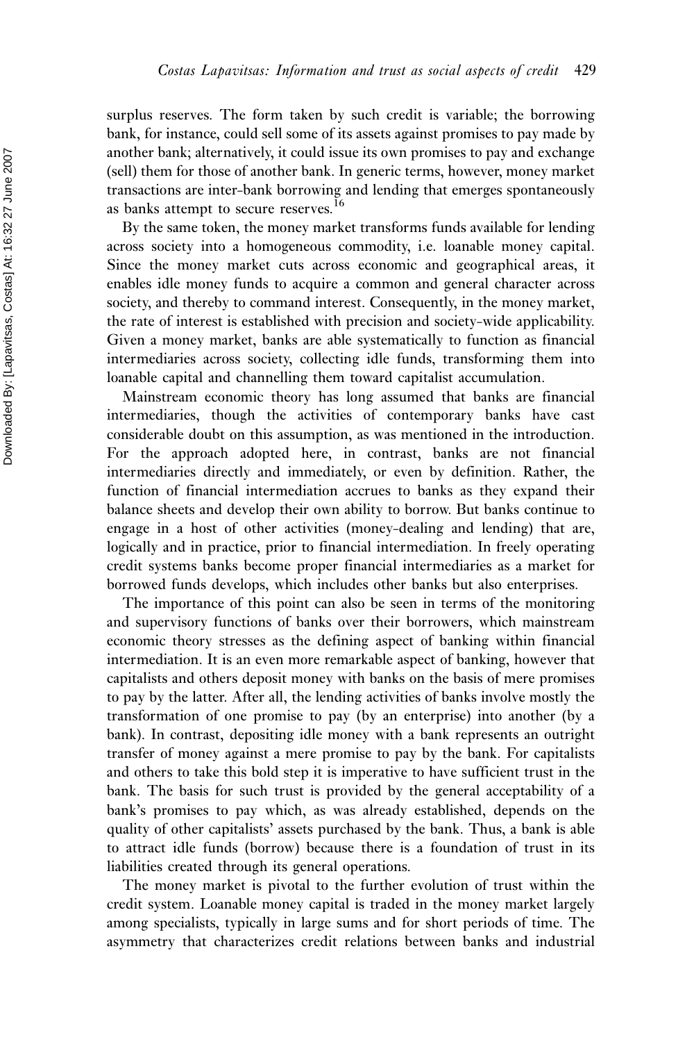surplus reserves. The form taken by such credit is variable; the borrowing bank, for instance, could sell some of its assets against promises to pay made by another bank; alternatively, it could issue its own promises to pay and exchange (sell) them for those of another bank. In generic terms, however, money market transactions are inter-bank borrowing and lending that emerges spontaneously as banks attempt to secure reserves.[16]

By the same token, the money market transforms funds available for lending across society into a homogeneous commodity, i.e. loanable money capital. Since the money market cuts across economic and geographical areas, it enables idle money funds to acquire a common and general character across society, and thereby to command interest. Consequently, in the money market, the rate of interest is established with precision and society-wide applicability. Given a money market, banks are able systematically to function as financial intermediaries across society, collecting idle funds, transforming them into loanable capital and channelling them toward capitalist accumulation.

Mainstream economic theory has long assumed that banks are financial intermediaries, though the activities of contemporary banks have cast considerable doubt on this assumption, as was mentioned in the introduction. For the approach adopted here, in contrast, banks are not financial intermediaries directly and immediately, or even by definition. Rather, the function of financial intermediation accrues to banks as they expand their balance sheets and develop their own ability to borrow. But banks continue to engage in a host of other activities (money-dealing and lending) that are, logically and in practice, prior to financial intermediation. In freely operating credit systems banks become proper financial intermediaries as a market for borrowed funds develops, which includes other banks but also enterprises.

The importance of this point can also be seen in terms of the monitoring and supervisory functions of banks over their borrowers, which mainstream economic theory stresses as the defining aspect of banking within financial intermediation. It is an even more remarkable aspect of banking, however that capitalists and others deposit money with banks on the basis of mere promises to pay by the latter. After all, the lending activities of banks involve mostly the transformation of one promise to pay (by an enterprise) into another (by a bank). In contrast, depositing idle money with a bank represents an outright transfer of money against a mere promise to pay by the bank. For capitalists and others to take this bold step it is imperative to have sufficient trust in the bank. The basis for such trust is provided by the general acceptability of a bank's promises to pay which, as was already established, depends on the quality of other capitalists' assets purchased by the bank. Thus, a bank is able to attract idle funds (borrow) because there is a foundation of trust in its liabilities created through its general operations.

The money market is pivotal to the further evolution of trust within the credit system. Loanable money capital is traded in the money market largely among specialists, typically in large sums and for short periods of time. The asymmetry that characterizes credit relations between banks and industrial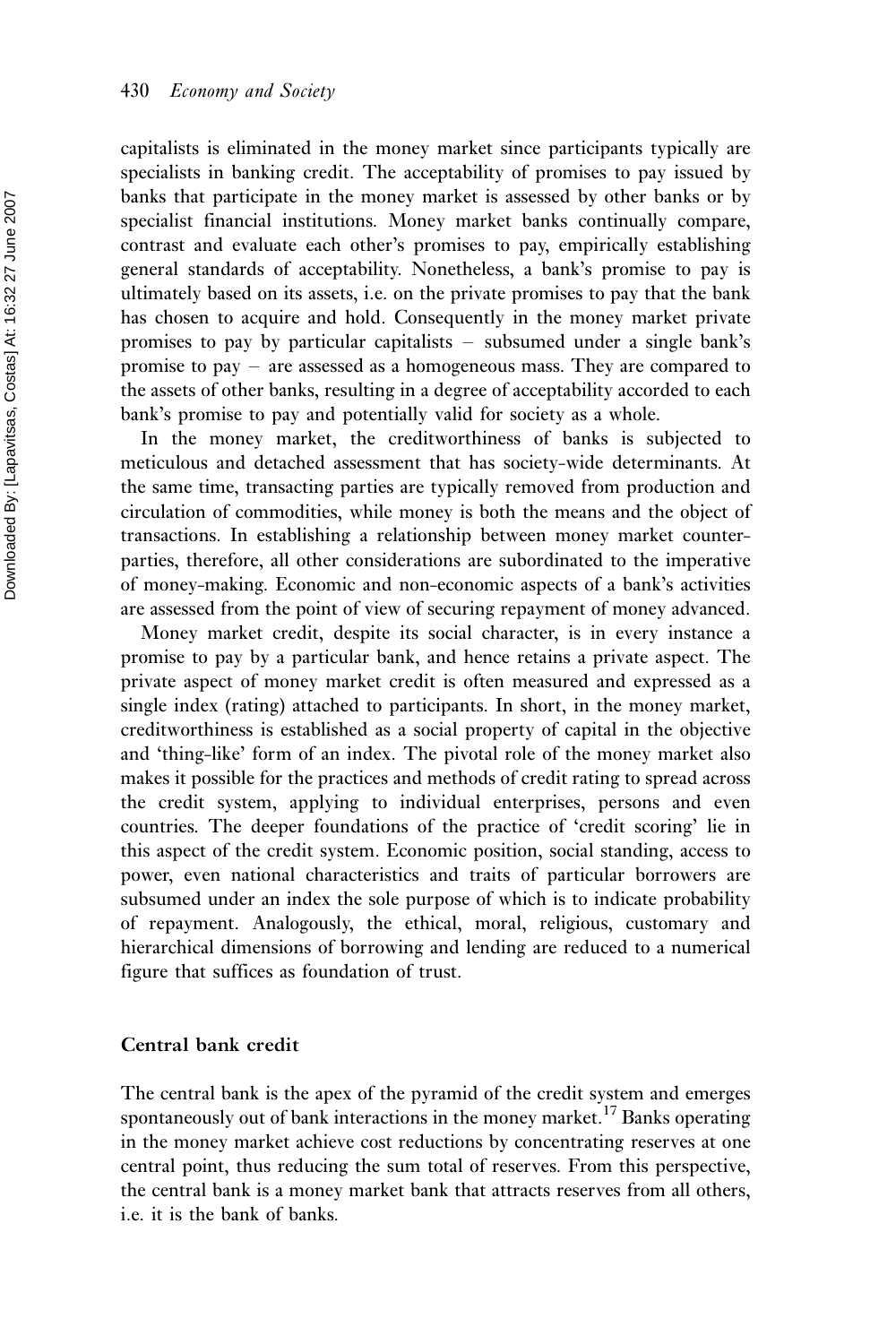capitalists is eliminated in the money market since participants typically are specialists in banking credit. The acceptability of promises to pay issued by banks that participate in the money market is assessed by other banks or by specialist financial institutions. Money market banks continually compare, contrast and evaluate each other's promises to pay, empirically establishing general standards of acceptability. Nonetheless, a bank's promise to pay is ultimately based on its assets, i.e. on the private promises to pay that the bank has chosen to acquire and hold. Consequently in the money market private promises to pay by particular capitalists – subsumed under a single bank's promise to pay – are assessed as a homogeneous mass. They are compared to the assets of other banks, resulting in a degree of acceptability accorded to each bank's promise to pay and potentially valid for society as a whole.

In the money market, the creditworthiness of banks is subjected to meticulous and detached assessment that has society-wide determinants. At the same time, transacting parties are typically removed from production and circulation of commodities, while money is both the means and the object of transactions. In establishing a relationship between money market counterparties, therefore, all other considerations are subordinated to the imperative of money-making. Economic and non-economic aspects of a bank's activities are assessed from the point of view of securing repayment of money advanced.

Money market credit, despite its social character, is in every instance a promise to pay by a particular bank, and hence retains a private aspect. The private aspect of money market credit is often measured and expressed as a single index (rating) attached to participants. In short, in the money market, creditworthiness is established as a social property of capital in the objective and 'thing-like' form of an index. The pivotal role of the money market also makes it possible for the practices and methods of credit rating to spread across the credit system, applying to individual enterprises, persons and even countries. The deeper foundations of the practice of 'credit scoring' lie in this aspect of the credit system. Economic position, social standing, access to power, even national characteristics and traits of particular borrowers are subsumed under an index the sole purpose of which is to indicate probability of repayment. Analogously, the ethical, moral, religious, customary and hierarchical dimensions of borrowing and lending are reduced to a numerical figure that suffices as foundation of trust.

### Central bank credit

The central bank is the apex of the pyramid of the credit system and emerges spontaneously out of bank interactions in the money market.[17] Banks operating in the money market achieve cost reductions by concentrating reserves at one central point, thus reducing the sum total of reserves. From this perspective, the central bank is a money market bank that attracts reserves from all others, i.e. it is the bank of banks.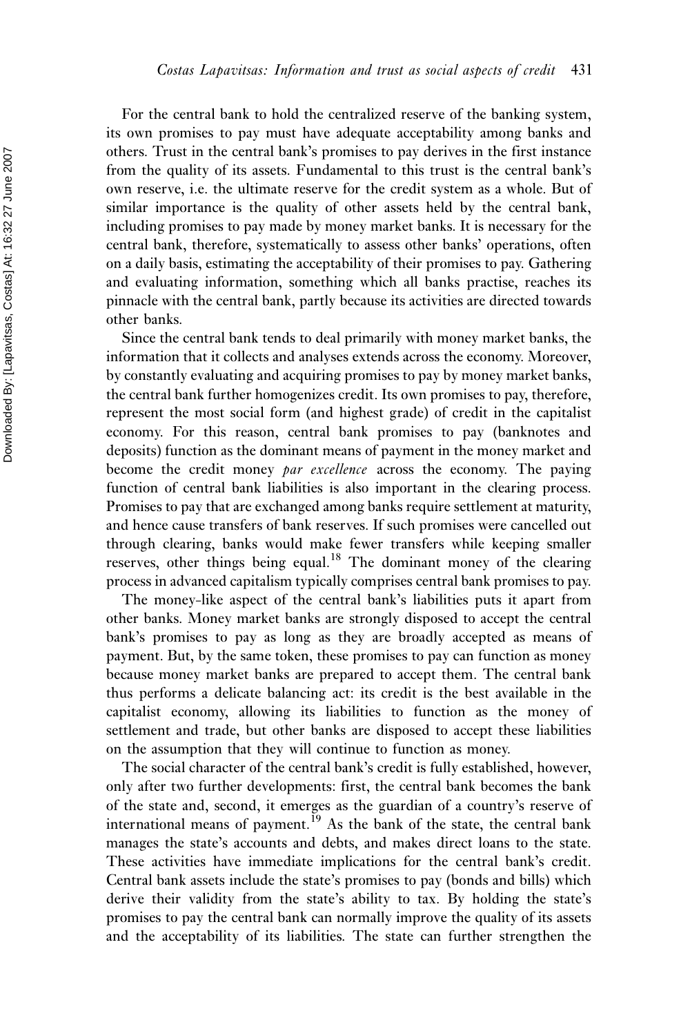For the central bank to hold the centralized reserve of the banking system, its own promises to pay must have adequate acceptability among banks and others. Trust in the central bank's promises to pay derives in the first instance from the quality of its assets. Fundamental to this trust is the central bank's own reserve, i.e. the ultimate reserve for the credit system as a whole. But of similar importance is the quality of other assets held by the central bank, including promises to pay made by money market banks. It is necessary for the central bank, therefore, systematically to assess other banks' operations, often on a daily basis, estimating the acceptability of their promises to pay. Gathering and evaluating information, something which all banks practise, reaches its pinnacle with the central bank, partly because its activities are directed towards other banks.

Since the central bank tends to deal primarily with money market banks, the information that it collects and analyses extends across the economy. Moreover, by constantly evaluating and acquiring promises to pay by money market banks, the central bank further homogenizes credit. Its own promises to pay, therefore, represent the most social form (and highest grade) of credit in the capitalist economy. For this reason, central bank promises to pay (banknotes and deposits) function as the dominant means of payment in the money market and become the credit money *par excellence* across the economy. The paying function of central bank liabilities is also important in the clearing process. Promises to pay that are exchanged among banks require settlement at maturity, and hence cause transfers of bank reserves. If such promises were cancelled out through clearing, banks would make fewer transfers while keeping smaller reserves, other things being equal.[18] The dominant money of the clearing process in advanced capitalism typically comprises central bank promises to pay.

The money-like aspect of the central bank's liabilities puts it apart from other banks. Money market banks are strongly disposed to accept the central bank's promises to pay as long as they are broadly accepted as means of payment. But, by the same token, these promises to pay can function as money because money market banks are prepared to accept them. The central bank thus performs a delicate balancing act: its credit is the best available in the capitalist economy, allowing its liabilities to function as the money of settlement and trade, but other banks are disposed to accept these liabilities on the assumption that they will continue to function as money.

The social character of the central bank's credit is fully established, however, only after two further developments: first, the central bank becomes the bank of the state and, second, it emerges as the guardian of a country's reserve of international means of payment.[19] As the bank of the state, the central bank manages the state's accounts and debts, and makes direct loans to the state. These activities have immediate implications for the central bank's credit. Central bank assets include the state's promises to pay (bonds and bills) which derive their validity from the state's ability to tax. By holding the state's promises to pay the central bank can normally improve the quality of its assets and the acceptability of its liabilities. The state can further strengthen the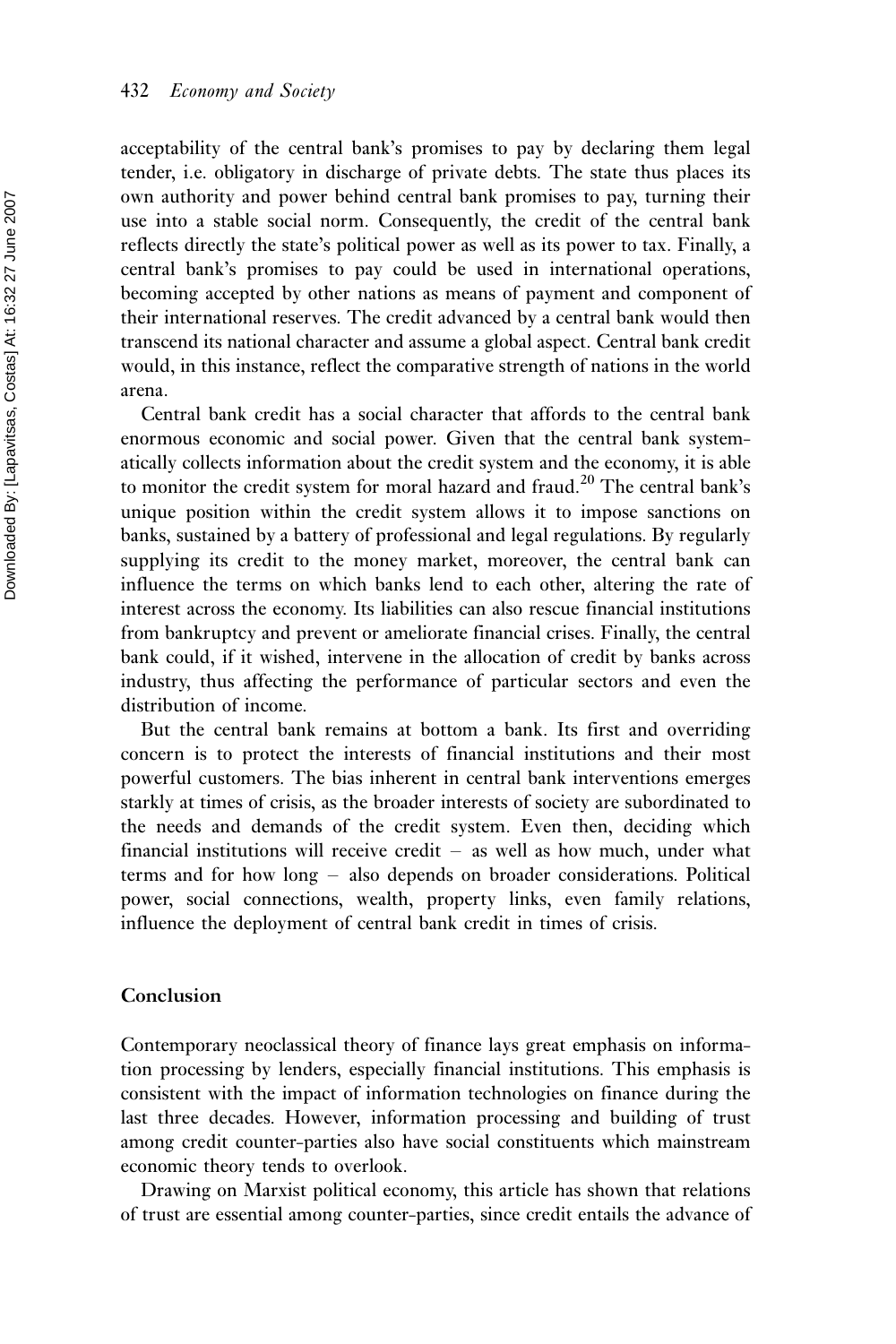acceptability of the central bank's promises to pay by declaring them legal tender, i.e. obligatory in discharge of private debts. The state thus places its own authority and power behind central bank promises to pay, turning their use into a stable social norm. Consequently, the credit of the central bank reflects directly the state's political power as well as its power to tax. Finally, a central bank's promises to pay could be used in international operations, becoming accepted by other nations as means of payment and component of their international reserves. The credit advanced by a central bank would then transcend its national character and assume a global aspect. Central bank credit would, in this instance, reflect the comparative strength of nations in the world arena.

Central bank credit has a social character that affords to the central bank enormous economic and social power. Given that the central bank systematically collects information about the credit system and the economy, it is able to monitor the credit system for moral hazard and fraud.[20] The central bank's unique position within the credit system allows it to impose sanctions on banks, sustained by a battery of professional and legal regulations. By regularly supplying its credit to the money market, moreover, the central bank can influence the terms on which banks lend to each other, altering the rate of interest across the economy. Its liabilities can also rescue financial institutions from bankruptcy and prevent or ameliorate financial crises. Finally, the central bank could, if it wished, intervene in the allocation of credit by banks across industry, thus affecting the performance of particular sectors and even the distribution of income.

But the central bank remains at bottom a bank. Its first and overriding concern is to protect the interests of financial institutions and their most powerful customers. The bias inherent in central bank interventions emerges starkly at times of crisis, as the broader interests of society are subordinated to the needs and demands of the credit system. Even then, deciding which financial institutions will receive credit – as well as how much, under what terms and for how long – also depends on broader considerations. Political power, social connections, wealth, property links, even family relations, influence the deployment of central bank credit in times of crisis.

## Conclusion

Contemporary neoclassical theory of finance lays great emphasis on information processing by lenders, especially financial institutions. This emphasis is consistent with the impact of information technologies on finance during the last three decades. However, information processing and building of trust among credit counter-parties also have social constituents which mainstream economic theory tends to overlook.

Drawing on Marxist political economy, this article has shown that relations of trust are essential among counter-parties, since credit entails the advance of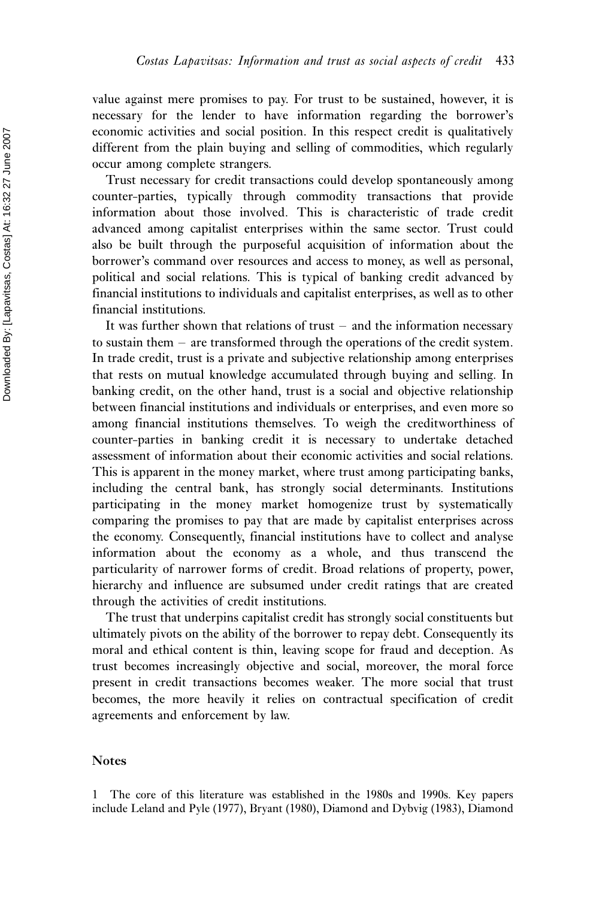value against mere promises to pay. For trust to be sustained, however, it is necessary for the lender to have information regarding the borrower's economic activities and social position. In this respect credit is qualitatively different from the plain buying and selling of commodities, which regularly occur among complete strangers.

Trust necessary for credit transactions could develop spontaneously among counter-parties, typically through commodity transactions that provide information about those involved. This is characteristic of trade credit advanced among capitalist enterprises within the same sector. Trust could also be built through the purposeful acquisition of information about the borrower's command over resources and access to money, as well as personal, political and social relations. This is typical of banking credit advanced by financial institutions to individuals and capitalist enterprises, as well as to other financial institutions.

It was further shown that relations of trust – and the information necessary to sustain them – are transformed through the operations of the credit system. In trade credit, trust is a private and subjective relationship among enterprises that rests on mutual knowledge accumulated through buying and selling. In banking credit, on the other hand, trust is a social and objective relationship between financial institutions and individuals or enterprises, and even more so among financial institutions themselves. To weigh the creditworthiness of counter-parties in banking credit it is necessary to undertake detached assessment of information about their economic activities and social relations. This is apparent in the money market, where trust among participating banks, including the central bank, has strongly social determinants. Institutions participating in the money market homogenize trust by systematically comparing the promises to pay that are made by capitalist enterprises across the economy. Consequently, financial institutions have to collect and analyse information about the economy as a whole, and thus transcend the particularity of narrower forms of credit. Broad relations of property, power, hierarchy and influence are subsumed under credit ratings that are created through the activities of credit institutions.

The trust that underpins capitalist credit has strongly social constituents but ultimately pivots on the ability of the borrower to repay debt. Consequently its moral and ethical content is thin, leaving scope for fraud and deception. As trust becomes increasingly objective and social, moreover, the moral force present in credit transactions becomes weaker. The more social that trust becomes, the more heavily it relies on contractual specification of credit agreements and enforcement by law.

## Notes

1 The core of this literature was established in the 1980s and 1990s. Key papers include Leland and Pyle (1977), Bryant (1980), Diamond and Dybvig (1983), Diamond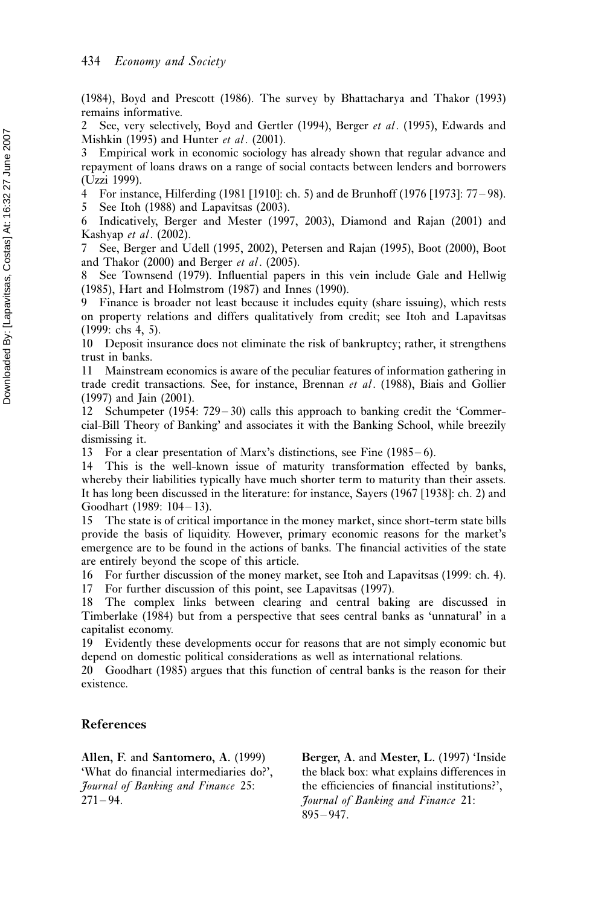(1984), Boyd and Prescott (1986). The survey by Bhattacharya and Thakor (1993) remains informative.

2 See, very selectively, Boyd and Gertler (1994), Berger *et al*. (1995), Edwards and Mishkin (1995) and Hunter *et al*. (2001).

3 Empirical work in economic sociology has already shown that regular advance and repayment of loans draws on a range of social contacts between lenders and borrowers (Uzzi 1999).

4 For instance, Hilferding (1981 [1910]: ch. 5) and de Brunhoff (1976 [1973]: 77–98).

5 See Itoh (1988) and Lapavitsas (2003).

6 Indicatively, Berger and Mester (1997, 2003), Diamond and Rajan (2001) and Kashyap *et al*. (2002).

7 See, Berger and Udell (1995, 2002), Petersen and Rajan (1995), Boot (2000), Boot and Thakor (2000) and Berger *et al*. (2005).

8 See Townsend (1979). Influential papers in this vein include Gale and Hellwig (1985), Hart and Holmstrom (1987) and Innes (1990).

9 Finance is broader not least because it includes equity (share issuing), which rests on property relations and differs qualitatively from credit; see Itoh and Lapavitsas (1999: chs 4, 5).

10 Deposit insurance does not eliminate the risk of bankruptcy; rather, it strengthens trust in banks.

11 Mainstream economics is aware of the peculiar features of information gathering in trade credit transactions. See, for instance, Brennan *et al*. (1988), Biais and Gollier (1997) and Jain (2001).

12 Schumpeter (1954: 729–30) calls this approach to banking credit the 'Commercial-Bill Theory of Banking' and associates it with the Banking School, while breezily dismissing it.

13 For a clear presentation of Marx's distinctions, see Fine (1985–6).

14 This is the well-known issue of maturity transformation effected by banks, whereby their liabilities typically have much shorter term to maturity than their assets. It has long been discussed in the literature: for instance, Sayers (1967 [1938]: ch. 2) and Goodhart (1989: 104–13).

15 The state is of critical importance in the money market, since short-term state bills provide the basis of liquidity. However, primary economic reasons for the market's emergence are to be found in the actions of banks. The financial activities of the state are entirely beyond the scope of this article.

16 For further discussion of the money market, see Itoh and Lapavitsas (1999: ch. 4).

17 For further discussion of this point, see Lapavitsas (1997).

18 The complex links between clearing and central baking are discussed in Timberlake (1984) but from a perspective that sees central banks as 'unnatural' in a capitalist economy.

19 Evidently these developments occur for reasons that are not simply economic but depend on domestic political considerations as well as international relations.

20 Goodhart (1985) argues that this function of central banks is the reason for their existence.

## References

**Allen, F.** and **Santomero, A.** (1999) 'What do financial intermediaries do?', *Journal of Banking and Finance* 25: 271–94.

**Berger, A.** and **Mester, L.** (1997) 'Inside the black box: what explains differences in the efficiencies of financial institutions?', *Journal of Banking and Finance* 21: 895–947.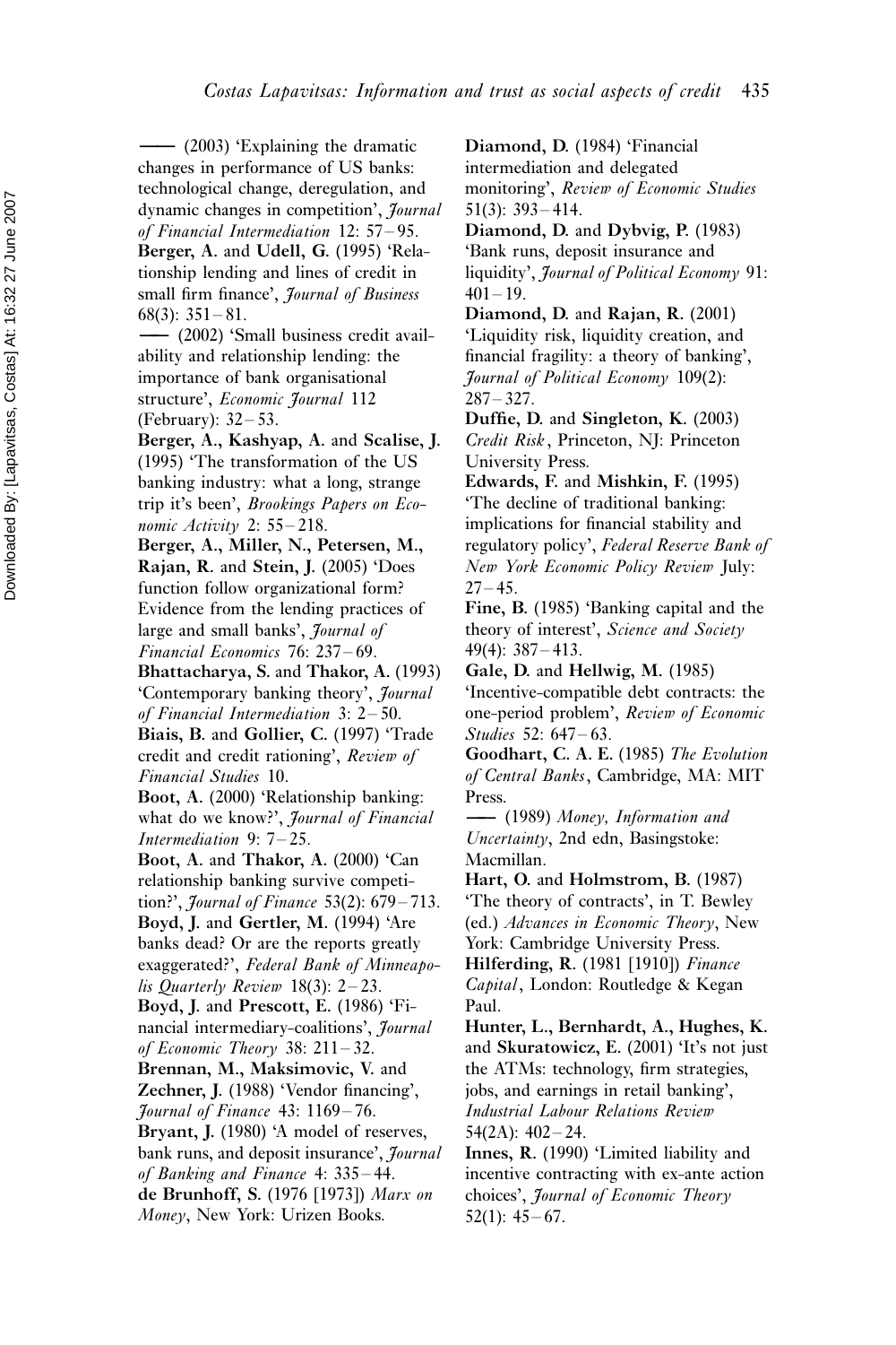—— (2003) 'Explaining the dramatic changes in performance of US banks: technological change, deregulation, and dynamic changes in competition', *Journal of Financial Intermediation* 12: 57–95.

**Berger, A.** and **Udell, G.** (1995) 'Relationship lending and lines of credit in small firm finance', *Journal of Business* 68(3): 351–81.

—— (2002) 'Small business credit availability and relationship lending: the importance of bank organisational structure', *Economic Journal* 112 (February): 32–53.

**Berger, A., Kashyap, A.** and **Scalise, J.** (1995) 'The transformation of the US banking industry: what a long, strange trip it's been', *Brookings Papers on Economic Activity* 2: 55–218.

**Berger, A., Miller, N., Petersen, M., Rajan, R.** and **Stein, J.** (2005) 'Does function follow organizational form? Evidence from the lending practices of large and small banks', *Journal of Financial Economics* 76: 237–69.

**Bhattacharya, S.** and **Thakor, A.** (1993) 'Contemporary banking theory', *Journal of Financial Intermediation* 3: 2–50.

**Biais, B.** and **Gollier, C.** (1997) 'Trade credit and credit rationing', *Review of Financial Studies* 10.

**Boot, A.** (2000) 'Relationship banking: what do we know?', *Journal of Financial Intermediation* 9: 7–25.

**Boot, A.** and **Thakor, A.** (2000) 'Can relationship banking survive competition?', *Journal of Finance* 53(2): 679–713.

**Boyd, J.** and **Gertler, M.** (1994) 'Are banks dead? Or are the reports greatly exaggerated?', *Federal Bank of Minneapolis Quarterly Review* 18(3): 2–23.

**Boyd, J.** and **Prescott, E.** (1986) 'Financial intermediary-coalitions', *Journal of Economic Theory* 38: 211–32.

**Brennan, M., Maksimovic, V.** and **Zechner, J.** (1988) 'Vendor financing', *Journal of Finance* 43: 1169–76.

**Bryant, J.** (1980) 'A model of reserves, bank runs, and deposit insurance', *Journal of Banking and Finance* 4: 335–44.

**de Brunhoff, S.** (1976 [1973]) *Marx on Money*, New York: Urizen Books.

**Diamond, D.** (1984) 'Financial intermediation and delegated monitoring', *Review of Economic Studies* 51(3): 393–414.

**Diamond, D.** and **Dybvig, P.** (1983) 'Bank runs, deposit insurance and liquidity', *Journal of Political Economy* 91: 401–19.

**Diamond, D.** and **Rajan, R.** (2001) 'Liquidity risk, liquidity creation, and financial fragility: a theory of banking', *Journal of Political Economy* 109(2): 287–327.

**Duffie, D.** and **Singleton, K.** (2003) *Credit Risk*, Princeton, NJ: Princeton University Press.

**Edwards, F.** and **Mishkin, F.** (1995) 'The decline of traditional banking: implications for financial stability and regulatory policy', *Federal Reserve Bank of New York Economic Policy Review* July: 27–45.

**Fine, B.** (1985) 'Banking capital and the theory of interest', *Science and Society* 49(4): 387–413.

**Gale, D.** and **Hellwig, M.** (1985) 'Incentive-compatible debt contracts: the one-period problem', *Review of Economic Studies* 52: 647–63.

**Goodhart, C. A. E.** (1985) *The Evolution of Central Banks*, Cambridge, MA: MIT Press.

—— (1989) *Money, Information and Uncertainty*, 2nd edn, Basingstoke: Macmillan.

**Hart, O.** and **Holmstrom, B.** (1987) 'The theory of contracts', in T. Bewley (ed.) *Advances in Economic Theory*, New York: Cambridge University Press.

**Hilferding, R.** (1981 [1910]) *Finance Capital*, London: Routledge & Kegan Paul.

**Hunter, L., Bernhardt, A., Hughes, K.** and **Skuratowicz, E.** (2001) 'It's not just the ATMs: technology, firm strategies, jobs, and earnings in retail banking', *Industrial Labour Relations Review* 54(2A): 402–24.

**Innes, R.** (1990) 'Limited liability and incentive contracting with ex-ante action choices', *Journal of Economic Theory* 52(1): 45–67.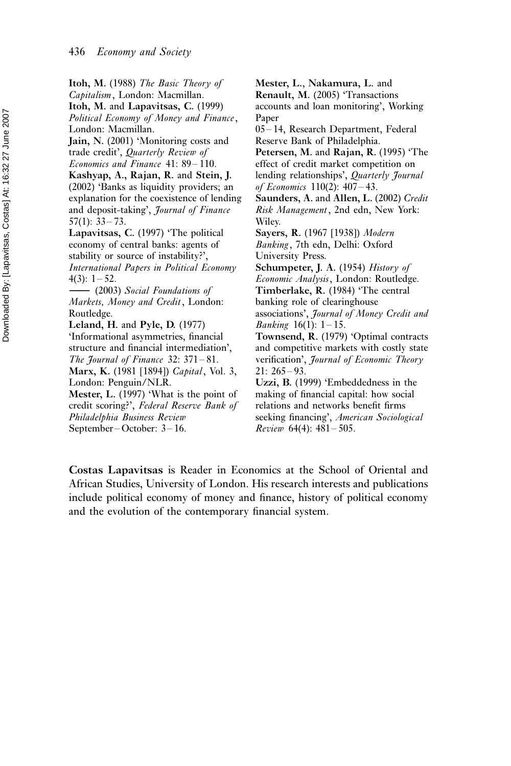**Itoh, M.** (1988) *The Basic Theory of Capitalism*, London: Macmillan.

**Itoh, M.** and **Lapavitsas, C.** (1999) *Political Economy of Money and Finance*, London: Macmillan.

**Jain, N.** (2001) 'Monitoring costs and trade credit', *Quarterly Review of Economics and Finance* 41: 89–110.

**Kashyap, A., Rajan, R.** and **Stein, J.** (2002) 'Banks as liquidity providers; an explanation for the coexistence of lending and deposit-taking', *Journal of Finance* 57(1): 33–73.

**Lapavitsas, C.** (1997) 'The political economy of central banks: agents of stability or source of instability?', *International Papers in Political Economy* 4(3): 1–52.

—— (2003) *Social Foundations of Markets, Money and Credit*, London: Routledge.

**Leland, H.** and **Pyle, D.** (1977) 'Informational asymmetries, financial structure and financial intermediation', *The Journal of Finance* 32: 371–81.

**Marx, K.** (1981 [1894]) *Capital*, Vol. 3, London: Penguin/NLR.

**Mester, L.** (1997) 'What is the point of credit scoring?', *Federal Reserve Bank of Philadelphia Business Review* September–October: 3–16.

**Mester, L., Nakamura, L.** and **Renault, M.** (2005) 'Transactions accounts and loan monitoring', Working Paper 05–14, Research Department, Federal Reserve Bank of Philadelphia.

**Petersen, M.** and **Rajan, R.** (1995) 'The effect of credit market competition on lending relationships', *Quarterly Journal of Economics* 110(2): 407–43.

**Saunders, A.** and **Allen, L.** (2002) *Credit Risk Management*, 2nd edn, New York: Wiley.

**Sayers, R.** (1967 [1938]) *Modern Banking*, 7th edn, Delhi: Oxford University Press.

**Schumpeter, J. A.** (1954) *History of Economic Analysis*, London: Routledge.

**Timberlake, R.** (1984) 'The central banking role of clearinghouse associations', *Journal of Money Credit and Banking* 16(1): 1–15.

**Townsend, R.** (1979) 'Optimal contracts and competitive markets with costly state verification', *Journal of Economic Theory* 21: 265–93.

**Uzzi, B.** (1999) 'Embeddedness in the making of financial capital: how social relations and networks benefit firms seeking financing', *American Sociological Review* 64(4): 481–505.

**Costas Lapavitsas** is Reader in Economics at the School of Oriental and African Studies, University of London. His research interests and publications include political economy of money and finance, history of political economy and the evolution of the contemporary financial system.